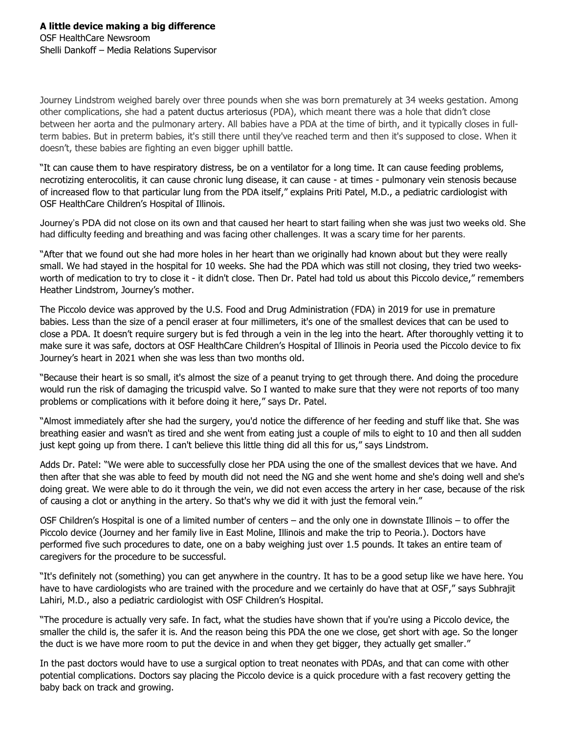# A little device making a big difference

OSF HealthCare Newsroom
Shelli Dankoff – Media Relations Supervisor

Journey Lindstrom weighed barely over three pounds when she was born prematurely at 34 weeks gestation. Among other complications, she had a patent ductus arteriosus (PDA), which meant there was a hole that didn't close between her aorta and the pulmonary artery. All babies have a PDA at the time of birth, and it typically closes in full-term babies. But in preterm babies, it's still there until they've reached term and then it's supposed to close. When it doesn't, these babies are fighting an even bigger uphill battle.

"It can cause them to have respiratory distress, be on a ventilator for a long time. It can cause feeding problems, necrotizing enterocolitis, it can cause chronic lung disease, it can cause - at times - pulmonary vein stenosis because of increased flow to that particular lung from the PDA itself," explains Priti Patel, M.D., a pediatric cardiologist with OSF HealthCare Children's Hospital of Illinois.

Journey's PDA did not close on its own and that caused her heart to start failing when she was just two weeks old. She had difficulty feeding and breathing and was facing other challenges. It was a scary time for her parents.

"After that we found out she had more holes in her heart than we originally had known about but they were really small. We had stayed in the hospital for 10 weeks. She had the PDA which was still not closing, they tried two weeks-worth of medication to try to close it - it didn't close. Then Dr. Patel had told us about this Piccolo device," remembers Heather Lindstrom, Journey's mother.

The Piccolo device was approved by the U.S. Food and Drug Administration (FDA) in 2019 for use in premature babies. Less than the size of a pencil eraser at four millimeters, it's one of the smallest devices that can be used to close a PDA. It doesn't require surgery but is fed through a vein in the leg into the heart. After thoroughly vetting it to make sure it was safe, doctors at OSF HealthCare Children's Hospital of Illinois in Peoria used the Piccolo device to fix Journey's heart in 2021 when she was less than two months old.

"Because their heart is so small, it's almost the size of a peanut trying to get through there. And doing the procedure would run the risk of damaging the tricuspid valve. So I wanted to make sure that they were not reports of too many problems or complications with it before doing it here," says Dr. Patel.

"Almost immediately after she had the surgery, you'd notice the difference of her feeding and stuff like that. She was breathing easier and wasn't as tired and she went from eating just a couple of mils to eight to 10 and then all sudden just kept going up from there. I can't believe this little thing did all this for us," says Lindstrom.

Adds Dr. Patel: "We were able to successfully close her PDA using the one of the smallest devices that we have. And then after that she was able to feed by mouth did not need the NG and she went home and she's doing well and she's doing great. We were able to do it through the vein, we did not even access the artery in her case, because of the risk of causing a clot or anything in the artery. So that's why we did it with just the femoral vein."

OSF Children's Hospital is one of a limited number of centers – and the only one in downstate Illinois – to offer the Piccolo device (Journey and her family live in East Moline, Illinois and make the trip to Peoria.). Doctors have performed five such procedures to date, one on a baby weighing just over 1.5 pounds. It takes an entire team of caregivers for the procedure to be successful.

"It's definitely not (something) you can get anywhere in the country. It has to be a good setup like we have here. You have to have cardiologists who are trained with the procedure and we certainly do have that at OSF," says Subhrajit Lahiri, M.D., also a pediatric cardiologist with OSF Children's Hospital.

"The procedure is actually very safe. In fact, what the studies have shown that if you're using a Piccolo device, the smaller the child is, the safer it is. And the reason being this PDA the one we close, get short with age. So the longer the duct is we have more room to put the device in and when they get bigger, they actually get smaller."

In the past doctors would have to use a surgical option to treat neonates with PDAs, and that can come with other potential complications. Doctors say placing the Piccolo device is a quick procedure with a fast recovery getting the baby back on track and growing.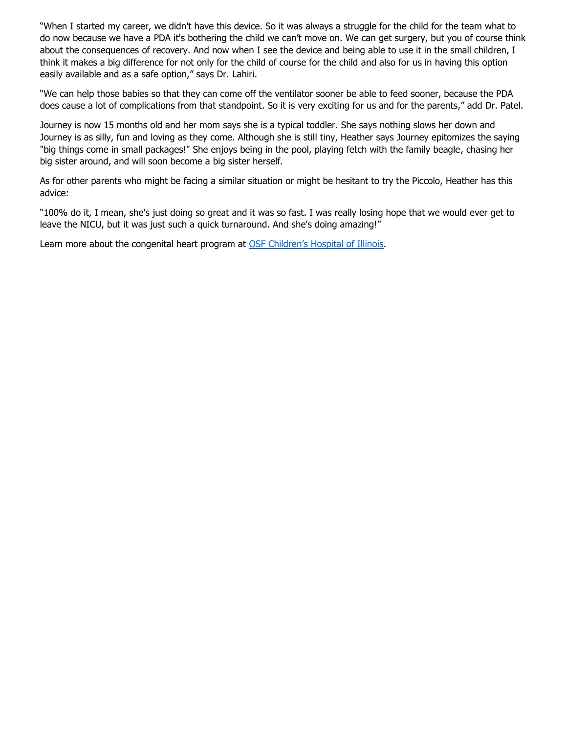"When I started my career, we didn't have this device. So it was always a struggle for the child for the team what to do now because we have a PDA it's bothering the child we can't move on. We can get surgery, but you of course think about the consequences of recovery. And now when I see the device and being able to use it in the small children, I think it makes a big difference for not only for the child of course for the child and also for us in having this option easily available and as a safe option," says Dr. Lahiri.

"We can help those babies so that they can come off the ventilator sooner be able to feed sooner, because the PDA does cause a lot of complications from that standpoint. So it is very exciting for us and for the parents," add Dr. Patel.

Journey is now 15 months old and her mom says she is a typical toddler. She says nothing slows her down and Journey is as silly, fun and loving as they come. Although she is still tiny, Heather says Journey epitomizes the saying "big things come in small packages!" She enjoys being in the pool, playing fetch with the family beagle, chasing her big sister around, and will soon become a big sister herself.

As for other parents who might be facing a similar situation or might be hesitant to try the Piccolo, Heather has this advice:

"100% do it, I mean, she's just doing so great and it was so fast. I was really losing hope that we would ever get to leave the NICU, but it was just such a quick turnaround. And she's doing amazing!"

Learn more about the congenital heart program at OSF Children's Hospital of Illinois.